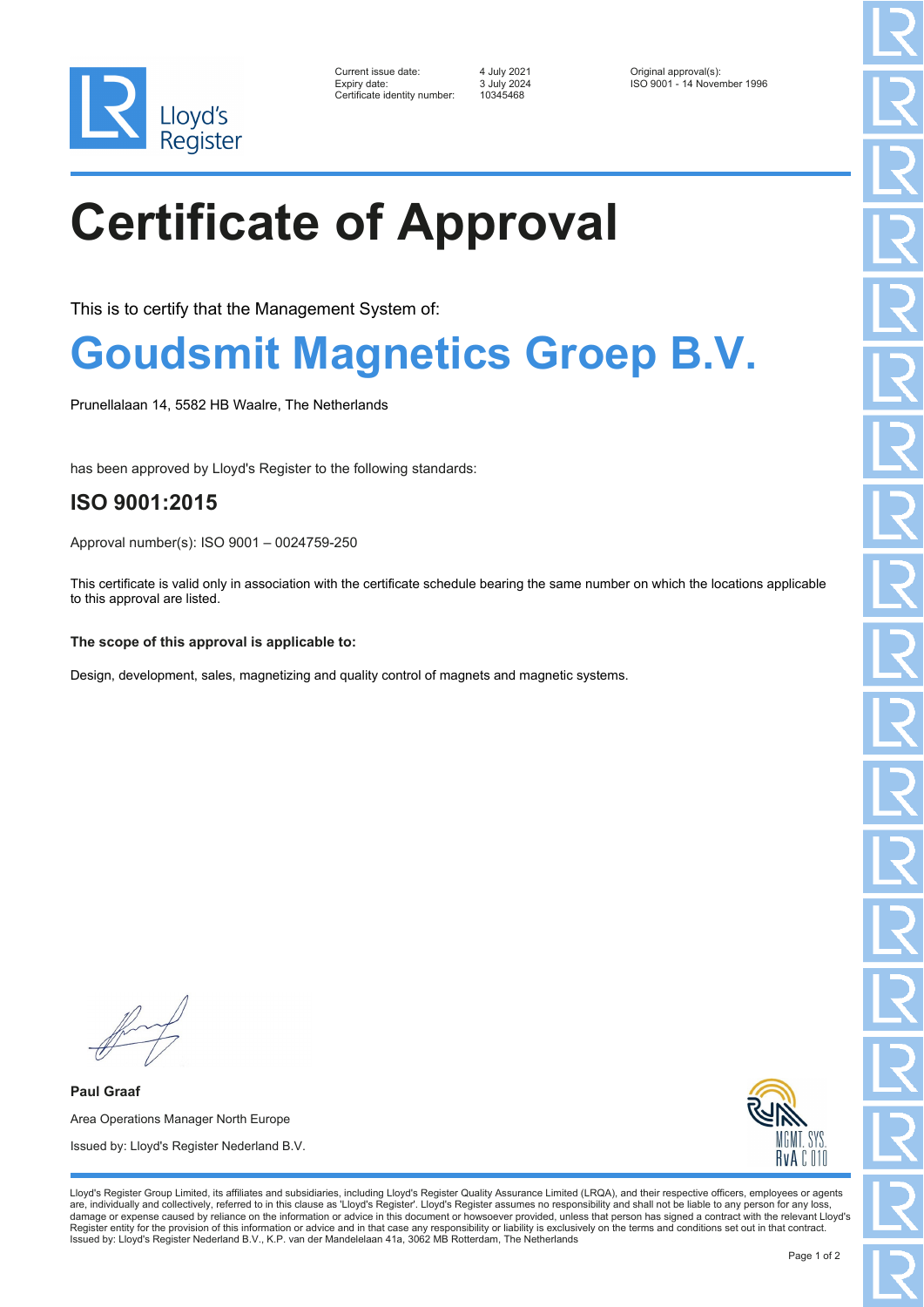Lloyd's Register

Current issue date: 4 July 2021
Expiry date: 3 July 2024
Certificate identity number: 10345468

Original approval(s):
ISO 9001 - 14 November 1996

# Certificate of Approval

This is to certify that the Management System of:

## Goudsmit Magnetics Groep B.V.

Prunellalaan 14, 5582 HB Waalre, The Netherlands

has been approved by Lloyd's Register to the following standards:

### ISO 9001:2015

Approval number(s): ISO 9001 – 0024759-250

This certificate is valid only in association with the certificate schedule bearing the same number on which the locations applicable to this approval are listed.

**The scope of this approval is applicable to:**

Design, development, sales, magnetizing and quality control of magnets and magnetic systems.

**Paul Graaf**

Area Operations Manager North Europe

Issued by: Lloyd's Register Nederland B.V.

MGMT. SYS.
RvA C 010

Lloyd's Register Group Limited, its affiliates and subsidiaries, including Lloyd's Register Quality Assurance Limited (LRQA), and their respective officers, employees or agents are, individually and collectively, referred to in this clause as 'Lloyd's Register'. Lloyd's Register assumes no responsibility and shall not be liable to any person for any loss, damage or expense caused by reliance on the information or advice in this document or howsoever provided, unless that person has signed a contract with the relevant Lloyd's Register entity for the provision of this information or advice and in that case any responsibility or liability is exclusively on the terms and conditions set out in that contract.
Issued by: Lloyd's Register Nederland B.V., K.P. van der Mandelelaan 41a, 3062 MB Rotterdam, The Netherlands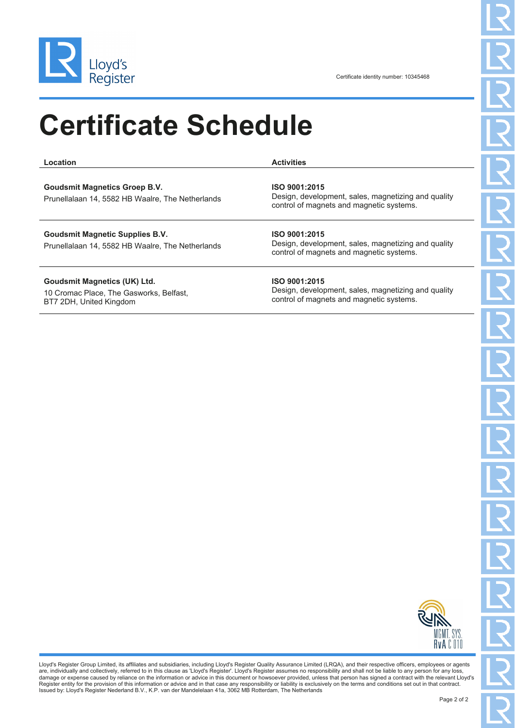Lloyd's Register

Certificate identity number: 10345468

# Certificate Schedule

| Location | Activities |
| --- | --- |
| **Goudsmit Magnetics Groep B.V.** Prunellalaan 14, 5582 HB Waalre, The Netherlands | **ISO 9001:2015** Design, development, sales, magnetizing and quality control of magnets and magnetic systems. |
| **Goudsmit Magnetic Supplies B.V.** Prunellalaan 14, 5582 HB Waalre, The Netherlands | **ISO 9001:2015** Design, development, sales, magnetizing and quality control of magnets and magnetic systems. |
| **Goudsmit Magnetics (UK) Ltd.** 10 Cromac Place, The Gasworks, Belfast, BT7 2DH, United Kingdom | **ISO 9001:2015** Design, development, sales, magnetizing and quality control of magnets and magnetic systems. |

MGMT. SYS.
RvA C 010

Lloyd's Register Group Limited, its affiliates and subsidiaries, including Lloyd's Register Quality Assurance Limited (LRQA), and their respective officers, employees or agents are, individually and collectively, referred to in this clause as 'Lloyd's Register'. Lloyd's Register assumes no responsibility and shall not be liable to any person for any loss, damage or expense caused by reliance on the information or advice in this document or howsoever provided, unless that person has signed a contract with the relevant Lloyd's Register entity for the provision of this information or advice and in that case any responsibility or liability is exclusively on the terms and conditions set out in that contract.
Issued by: Lloyd's Register Nederland B.V., K.P. van der Mandelelaan 41a, 3062 MB Rotterdam, The Netherlands